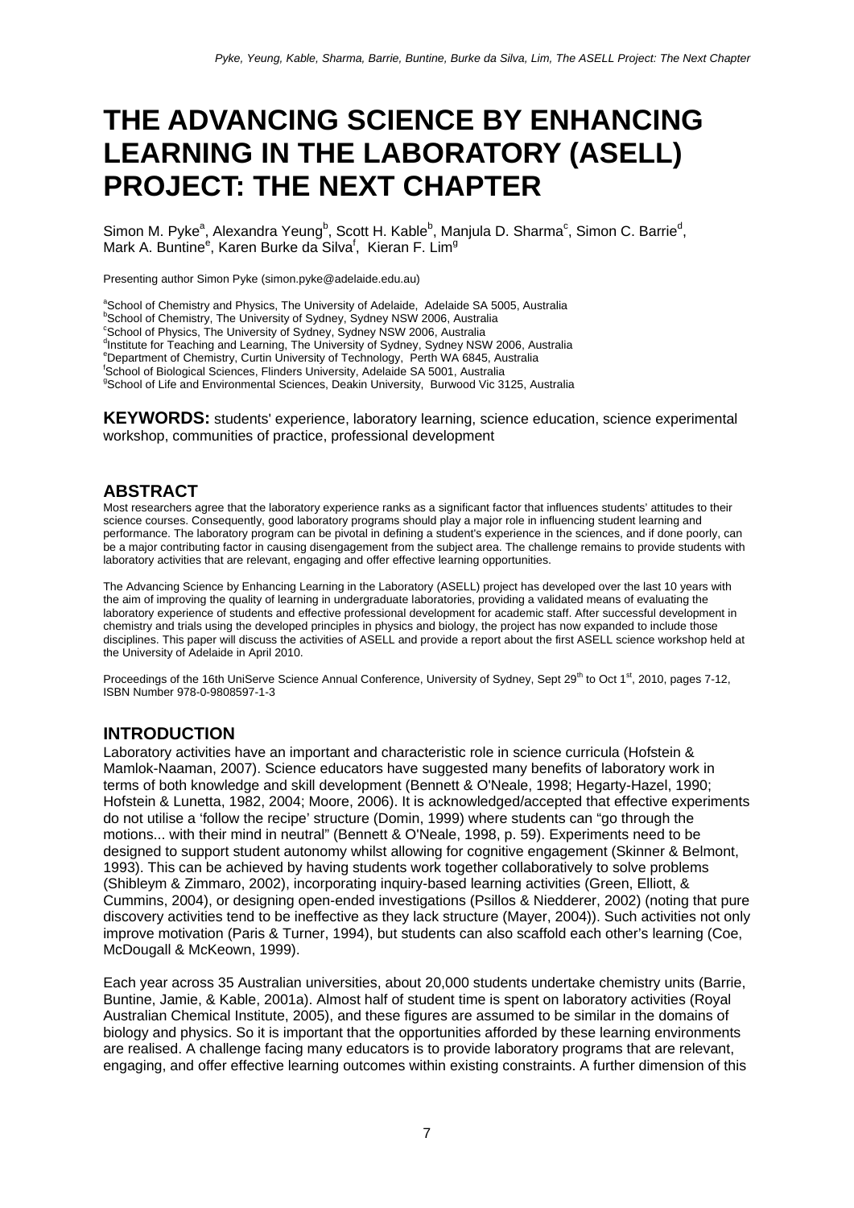# THE ADVANCING SCIENCE BY ENHANCING LEARNING IN THE LABORATORY (ASELL) PROJECT: THE NEXT CHAPTER

Simon M. Pyke[a], Alexandra Yeung[b], Scott H. Kable[b], Manjula D. Sharma[c], Simon C. Barrie[d], Mark A. Buntine[e], Karen Burke da Silva[f], Kieran F. Lim[g]

Presenting author Simon Pyke (simon.pyke@adelaide.edu.au)

[a]School of Chemistry and Physics, The University of Adelaide, Adelaide SA 5005, Australia
[b]School of Chemistry, The University of Sydney, Sydney NSW 2006, Australia
[c]School of Physics, The University of Sydney, Sydney NSW 2006, Australia
[d]Institute for Teaching and Learning, The University of Sydney, Sydney NSW 2006, Australia
[e]Department of Chemistry, Curtin University of Technology, Perth WA 6845, Australia
[f]School of Biological Sciences, Flinders University, Adelaide SA 5001, Australia
[g]School of Life and Environmental Sciences, Deakin University, Burwood Vic 3125, Australia

**KEYWORDS:** students' experience, laboratory learning, science education, science experimental workshop, communities of practice, professional development

## ABSTRACT

Most researchers agree that the laboratory experience ranks as a significant factor that influences students' attitudes to their science courses. Consequently, good laboratory programs should play a major role in influencing student learning and performance. The laboratory program can be pivotal in defining a student's experience in the sciences, and if done poorly, can be a major contributing factor in causing disengagement from the subject area. The challenge remains to provide students with laboratory activities that are relevant, engaging and offer effective learning opportunities.

The Advancing Science by Enhancing Learning in the Laboratory (ASELL) project has developed over the last 10 years with the aim of improving the quality of learning in undergraduate laboratories, providing a validated means of evaluating the laboratory experience of students and effective professional development for academic staff. After successful development in chemistry and trials using the developed principles in physics and biology, the project has now expanded to include those disciplines. This paper will discuss the activities of ASELL and provide a report about the first ASELL science workshop held at the University of Adelaide in April 2010.

Proceedings of the 16th UniServe Science Annual Conference, University of Sydney, Sept 29th to Oct 1st, 2010, pages 7-12, ISBN Number 978-0-9808597-1-3

## INTRODUCTION

Laboratory activities have an important and characteristic role in science curricula (Hofstein & Mamlok-Naaman, 2007). Science educators have suggested many benefits of laboratory work in terms of both knowledge and skill development (Bennett & O'Neale, 1998; Hegarty-Hazel, 1990; Hofstein & Lunetta, 1982, 2004; Moore, 2006). It is acknowledged/accepted that effective experiments do not utilise a 'follow the recipe' structure (Domin, 1999) where students can "go through the motions... with their mind in neutral" (Bennett & O'Neale, 1998, p. 59). Experiments need to be designed to support student autonomy whilst allowing for cognitive engagement (Skinner & Belmont, 1993). This can be achieved by having students work together collaboratively to solve problems (Shibleym & Zimmaro, 2002), incorporating inquiry-based learning activities (Green, Elliott, & Cummins, 2004), or designing open-ended investigations (Psillos & Niedderer, 2002) (noting that pure discovery activities tend to be ineffective as they lack structure (Mayer, 2004)). Such activities not only improve motivation (Paris & Turner, 1994), but students can also scaffold each other's learning (Coe, McDougall & McKeown, 1999).

Each year across 35 Australian universities, about 20,000 students undertake chemistry units (Barrie, Buntine, Jamie, & Kable, 2001a). Almost half of student time is spent on laboratory activities (Royal Australian Chemical Institute, 2005), and these figures are assumed to be similar in the domains of biology and physics. So it is important that the opportunities afforded by these learning environments are realised. A challenge facing many educators is to provide laboratory programs that are relevant, engaging, and offer effective learning outcomes within existing constraints. A further dimension of this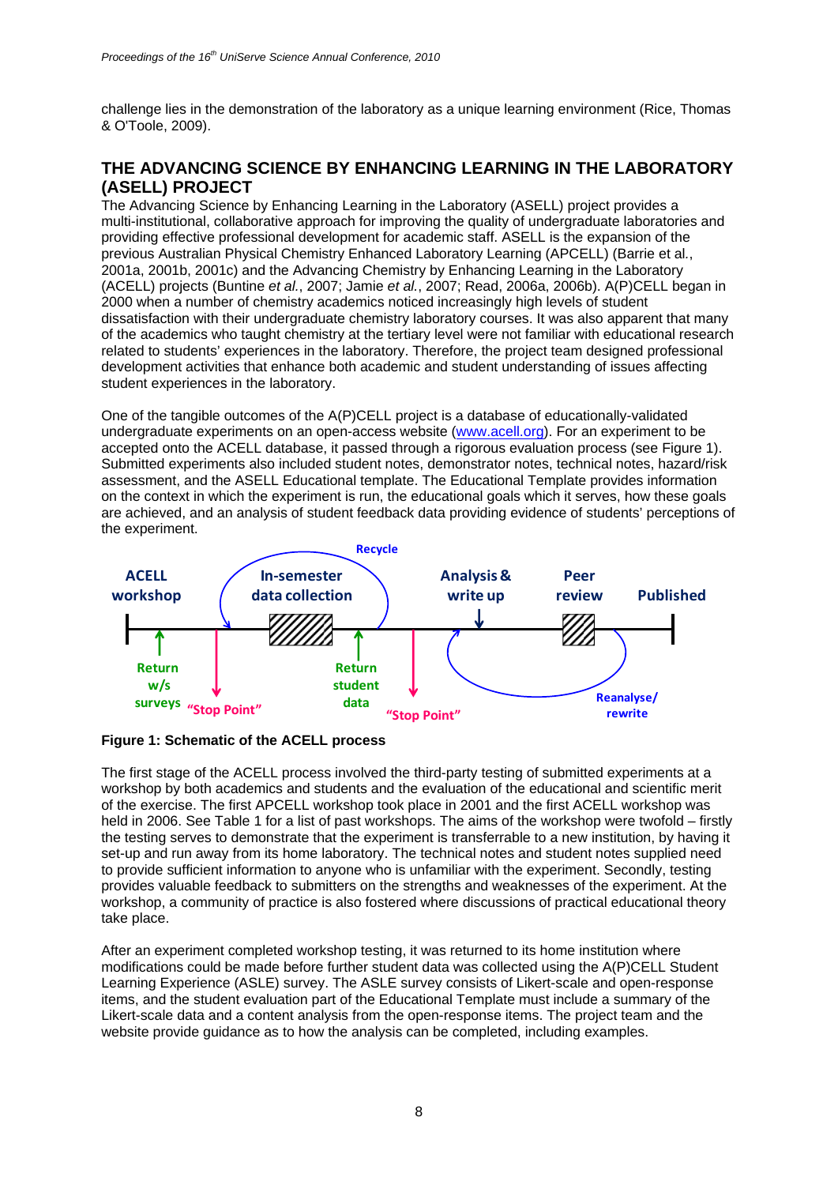challenge lies in the demonstration of the laboratory as a unique learning environment (Rice, Thomas & O'Toole, 2009).

## THE ADVANCING SCIENCE BY ENHANCING LEARNING IN THE LABORATORY (ASELL) PROJECT

The Advancing Science by Enhancing Learning in the Laboratory (ASELL) project provides a multi-institutional, collaborative approach for improving the quality of undergraduate laboratories and providing effective professional development for academic staff. ASELL is the expansion of the previous Australian Physical Chemistry Enhanced Laboratory Learning (APCELL) (Barrie et al., 2001a, 2001b, 2001c) and the Advancing Chemistry by Enhancing Learning in the Laboratory (ACELL) projects (Buntine *et al.*, 2007; Jamie *et al.*, 2007; Read, 2006a, 2006b). A(P)CELL began in 2000 when a number of chemistry academics noticed increasingly high levels of student dissatisfaction with their undergraduate chemistry laboratory courses. It was also apparent that many of the academics who taught chemistry at the tertiary level were not familiar with educational research related to students' experiences in the laboratory. Therefore, the project team designed professional development activities that enhance both academic and student understanding of issues affecting student experiences in the laboratory.

One of the tangible outcomes of the A(P)CELL project is a database of educationally-validated undergraduate experiments on an open-access website (www.acell.org). For an experiment to be accepted onto the ACELL database, it passed through a rigorous evaluation process (see Figure 1). Submitted experiments also included student notes, demonstrator notes, technical notes, hazard/risk assessment, and the ASELL Educational template. The Educational Template provides information on the context in which the experiment is run, the educational goals which it serves, how these goals are achieved, and an analysis of student feedback data providing evidence of students' perceptions of the experiment.

**Figure 1: Schematic of the ACELL process**

The first stage of the ACELL process involved the third-party testing of submitted experiments at a workshop by both academics and students and the evaluation of the educational and scientific merit of the exercise. The first APCELL workshop took place in 2001 and the first ACELL workshop was held in 2006. See Table 1 for a list of past workshops. The aims of the workshop were twofold – firstly the testing serves to demonstrate that the experiment is transferrable to a new institution, by having it set-up and run away from its home laboratory. The technical notes and student notes supplied need to provide sufficient information to anyone who is unfamiliar with the experiment. Secondly, testing provides valuable feedback to submitters on the strengths and weaknesses of the experiment. At the workshop, a community of practice is also fostered where discussions of practical educational theory take place.

After an experiment completed workshop testing, it was returned to its home institution where modifications could be made before further student data was collected using the A(P)CELL Student Learning Experience (ASLE) survey. The ASLE survey consists of Likert-scale and open-response items, and the student evaluation part of the Educational Template must include a summary of the Likert-scale data and a content analysis from the open-response items. The project team and the website provide guidance as to how the analysis can be completed, including examples.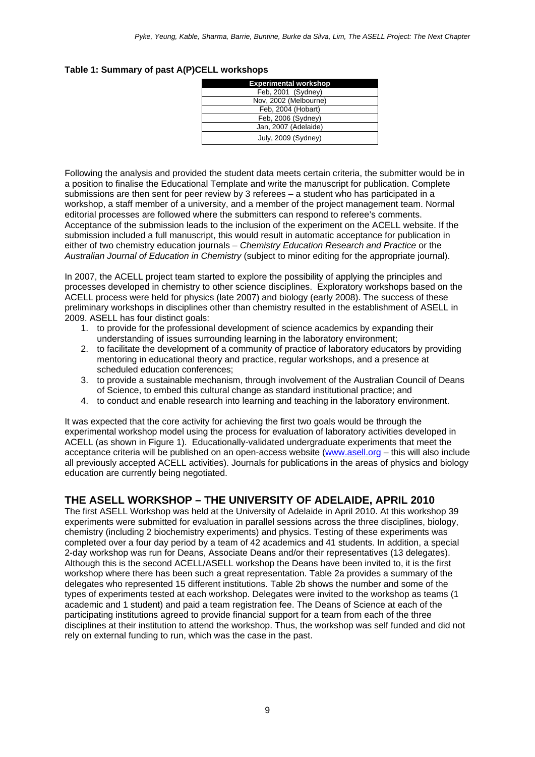**Table 1: Summary of past A(P)CELL workshops**

| Experimental workshop |
| --- |
| Feb, 2001 (Sydney) |
| Nov, 2002 (Melbourne) |
| Feb, 2004 (Hobart) |
| Feb, 2006 (Sydney) |
| Jan, 2007 (Adelaide) |
| July, 2009 (Sydney) |

Following the analysis and provided the student data meets certain criteria, the submitter would be in a position to finalise the Educational Template and write the manuscript for publication. Complete submissions are then sent for peer review by 3 referees – a student who has participated in a workshop, a staff member of a university, and a member of the project management team. Normal editorial processes are followed where the submitters can respond to referee's comments. Acceptance of the submission leads to the inclusion of the experiment on the ACELL website. If the submission included a full manuscript, this would result in automatic acceptance for publication in either of two chemistry education journals – *Chemistry Education Research and Practice* or the *Australian Journal of Education in Chemistry* (subject to minor editing for the appropriate journal).

In 2007, the ACELL project team started to explore the possibility of applying the principles and processes developed in chemistry to other science disciplines. Exploratory workshops based on the ACELL process were held for physics (late 2007) and biology (early 2008). The success of these preliminary workshops in disciplines other than chemistry resulted in the establishment of ASELL in 2009. ASELL has four distinct goals:

1. to provide for the professional development of science academics by expanding their understanding of issues surrounding learning in the laboratory environment;
2. to facilitate the development of a community of practice of laboratory educators by providing mentoring in educational theory and practice, regular workshops, and a presence at scheduled education conferences;
3. to provide a sustainable mechanism, through involvement of the Australian Council of Deans of Science, to embed this cultural change as standard institutional practice; and
4. to conduct and enable research into learning and teaching in the laboratory environment.

It was expected that the core activity for achieving the first two goals would be through the experimental workshop model using the process for evaluation of laboratory activities developed in ACELL (as shown in Figure 1). Educationally-validated undergraduate experiments that meet the acceptance criteria will be published on an open-access website (www.asell.org – this will also include all previously accepted ACELL activities). Journals for publications in the areas of physics and biology education are currently being negotiated.

## THE ASELL WORKSHOP – THE UNIVERSITY OF ADELAIDE, APRIL 2010

The first ASELL Workshop was held at the University of Adelaide in April 2010. At this workshop 39 experiments were submitted for evaluation in parallel sessions across the three disciplines, biology, chemistry (including 2 biochemistry experiments) and physics. Testing of these experiments was completed over a four day period by a team of 42 academics and 41 students. In addition, a special 2-day workshop was run for Deans, Associate Deans and/or their representatives (13 delegates). Although this is the second ACELL/ASELL workshop the Deans have been invited to, it is the first workshop where there has been such a great representation. Table 2a provides a summary of the delegates who represented 15 different institutions. Table 2b shows the number and some of the types of experiments tested at each workshop. Delegates were invited to the workshop as teams (1 academic and 1 student) and paid a team registration fee. The Deans of Science at each of the participating institutions agreed to provide financial support for a team from each of the three disciplines at their institution to attend the workshop. Thus, the workshop was self funded and did not rely on external funding to run, which was the case in the past.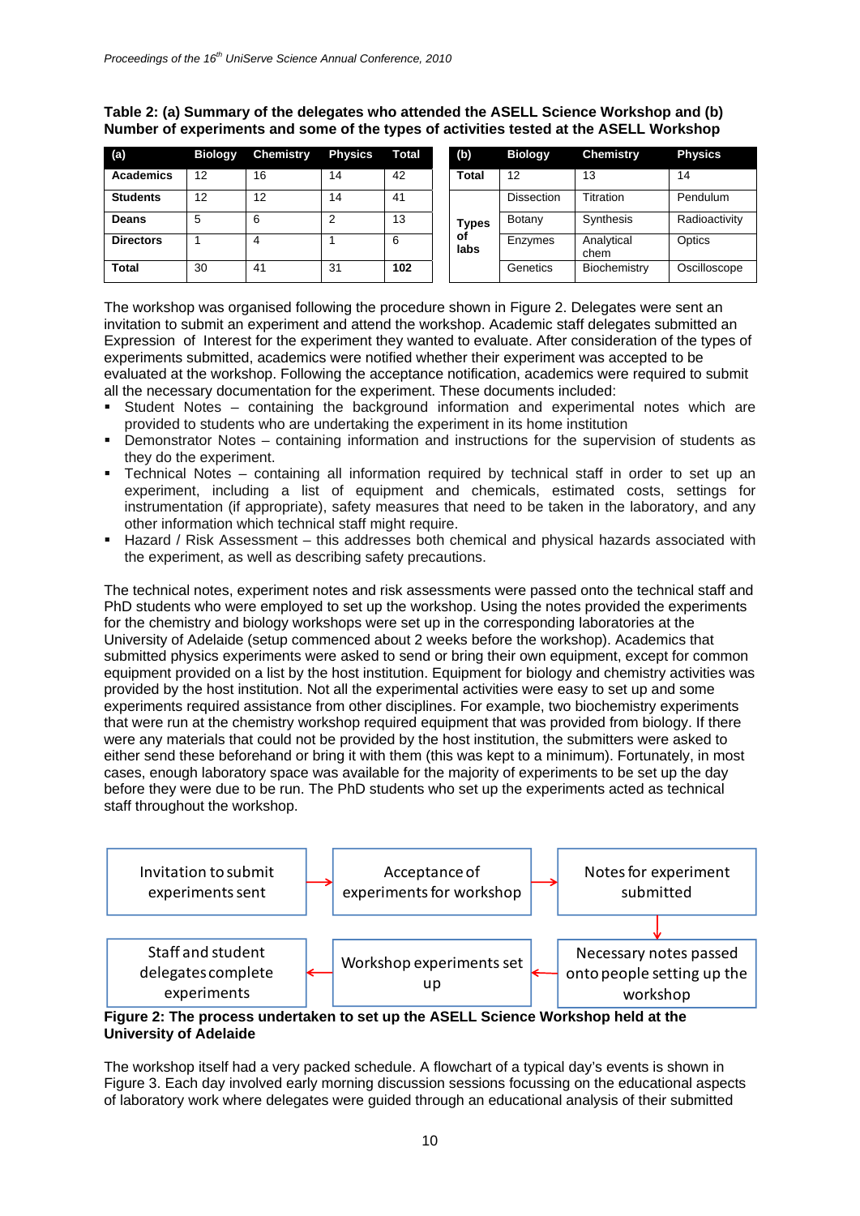**Table 2: (a) Summary of the delegates who attended the ASELL Science Workshop and (b) Number of experiments and some of the types of activities tested at the ASELL Workshop**

| (a) | Biology | Chemistry | Physics | Total |
|---|---|---|---|---|
| **Academics** | 12 | 16 | 14 | 42 |
| **Students** | 12 | 12 | 14 | 41 |
| **Deans** | 5 | 6 | 2 | 13 |
| **Directors** | 1 | 4 | 1 | 6 |
| **Total** | 30 | 41 | 31 | **102** |

| (b) | Biology | Chemistry | Physics |
|---|---|---|---|
| **Total** | 12 | 13 | 14 |
| **Types of labs** | Dissection | Titration | Pendulum |
| | Botany | Synthesis | Radioactivity |
| | Enzymes | Analytical chem | Optics |
| | Genetics | Biochemistry | Oscilloscope |

The workshop was organised following the procedure shown in Figure 2. Delegates were sent an invitation to submit an experiment and attend the workshop. Academic staff delegates submitted an Expression of Interest for the experiment they wanted to evaluate. After consideration of the types of experiments submitted, academics were notified whether their experiment was accepted to be evaluated at the workshop. Following the acceptance notification, academics were required to submit all the necessary documentation for the experiment. These documents included:

- Student Notes – containing the background information and experimental notes which are provided to students who are undertaking the experiment in its home institution
- Demonstrator Notes – containing information and instructions for the supervision of students as they do the experiment.
- Technical Notes – containing all information required by technical staff in order to set up an experiment, including a list of equipment and chemicals, estimated costs, settings for instrumentation (if appropriate), safety measures that need to be taken in the laboratory, and any other information which technical staff might require.
- Hazard / Risk Assessment – this addresses both chemical and physical hazards associated with the experiment, as well as describing safety precautions.

The technical notes, experiment notes and risk assessments were passed onto the technical staff and PhD students who were employed to set up the workshop. Using the notes provided the experiments for the chemistry and biology workshops were set up in the corresponding laboratories at the University of Adelaide (setup commenced about 2 weeks before the workshop). Academics that submitted physics experiments were asked to send or bring their own equipment, except for common equipment provided on a list by the host institution. Equipment for biology and chemistry activities was provided by the host institution. Not all the experimental activities were easy to set up and some experiments required assistance from other disciplines. For example, two biochemistry experiments that were run at the chemistry workshop required equipment that was provided from biology. If there were any materials that could not be provided by the host institution, the submitters were asked to either send these beforehand or bring it with them (this was kept to a minimum). Fortunately, in most cases, enough laboratory space was available for the majority of experiments to be set up the day before they were due to be run. The PhD students who set up the experiments acted as technical staff throughout the workshop.

Invitation to submit experiments sent → Acceptance of experiments for workshop → Notes for experiment submitted → Necessary notes passed onto people setting up the workshop → Workshop experiments set up → Staff and student delegates complete experiments

**Figure 2: The process undertaken to set up the ASELL Science Workshop held at the University of Adelaide**

The workshop itself had a very packed schedule. A flowchart of a typical day's events is shown in Figure 3. Each day involved early morning discussion sessions focussing on the educational aspects of laboratory work where delegates were guided through an educational analysis of their submitted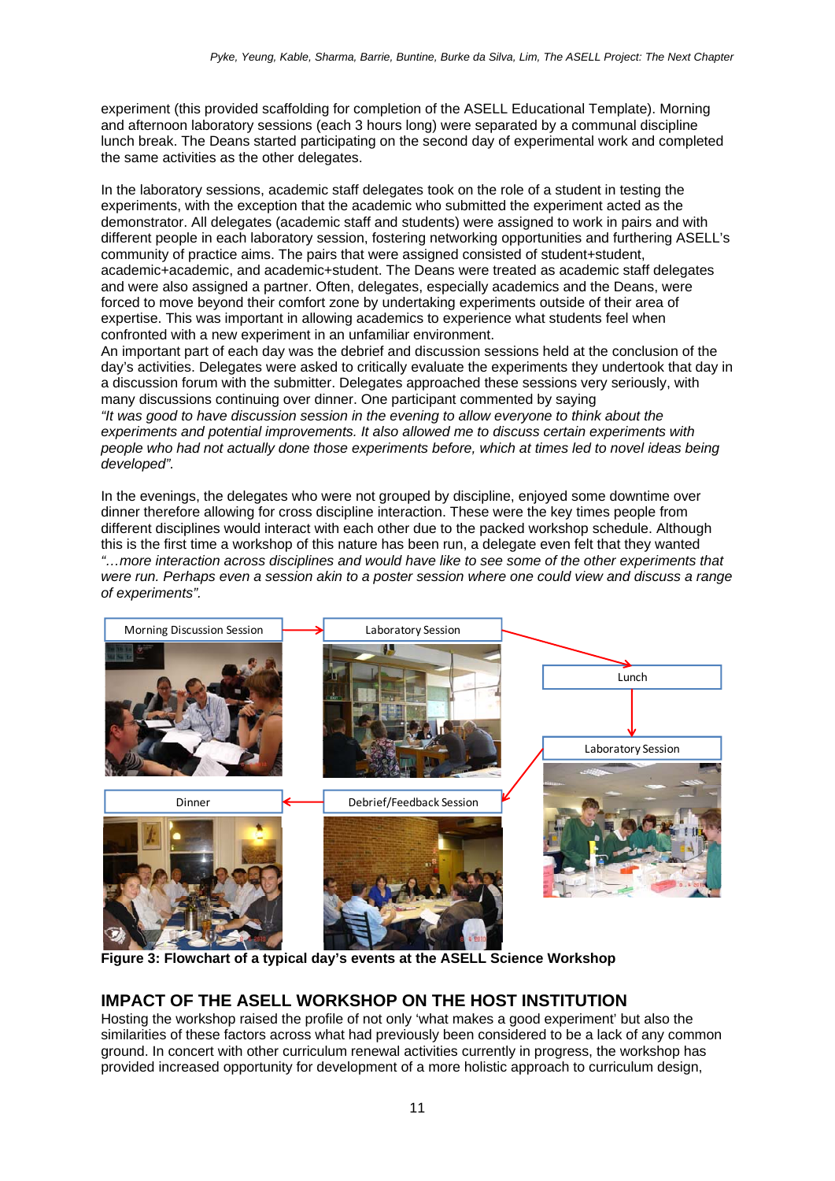experiment (this provided scaffolding for completion of the ASELL Educational Template). Morning and afternoon laboratory sessions (each 3 hours long) were separated by a communal discipline lunch break. The Deans started participating on the second day of experimental work and completed the same activities as the other delegates.

In the laboratory sessions, academic staff delegates took on the role of a student in testing the experiments, with the exception that the academic who submitted the experiment acted as the demonstrator. All delegates (academic staff and students) were assigned to work in pairs and with different people in each laboratory session, fostering networking opportunities and furthering ASELL's community of practice aims. The pairs that were assigned consisted of student+student, academic+academic, and academic+student. The Deans were treated as academic staff delegates and were also assigned a partner. Often, delegates, especially academics and the Deans, were forced to move beyond their comfort zone by undertaking experiments outside of their area of expertise. This was important in allowing academics to experience what students feel when confronted with a new experiment in an unfamiliar environment.
An important part of each day was the debrief and discussion sessions held at the conclusion of the day's activities. Delegates were asked to critically evaluate the experiments they undertook that day in a discussion forum with the submitter. Delegates approached these sessions very seriously, with many discussions continuing over dinner. One participant commented by saying
*"It was good to have discussion session in the evening to allow everyone to think about the experiments and potential improvements. It also allowed me to discuss certain experiments with people who had not actually done those experiments before, which at times led to novel ideas being developed".*

In the evenings, the delegates who were not grouped by discipline, enjoyed some downtime over dinner therefore allowing for cross discipline interaction. These were the key times people from different disciplines would interact with each other due to the packed workshop schedule. Although this is the first time a workshop of this nature has been run, a delegate even felt that they wanted *"…more interaction across disciplines and would have like to see some of the other experiments that were run. Perhaps even a session akin to a poster session where one could view and discuss a range of experiments".*

Morning Discussion Session → Laboratory Session → Lunch → Laboratory Session → Debrief/Feedback Session → Dinner

**Figure 3: Flowchart of a typical day's events at the ASELL Science Workshop**

## IMPACT OF THE ASELL WORKSHOP ON THE HOST INSTITUTION

Hosting the workshop raised the profile of not only 'what makes a good experiment' but also the similarities of these factors across what had previously been considered to be a lack of any common ground. In concert with other curriculum renewal activities currently in progress, the workshop has provided increased opportunity for development of a more holistic approach to curriculum design,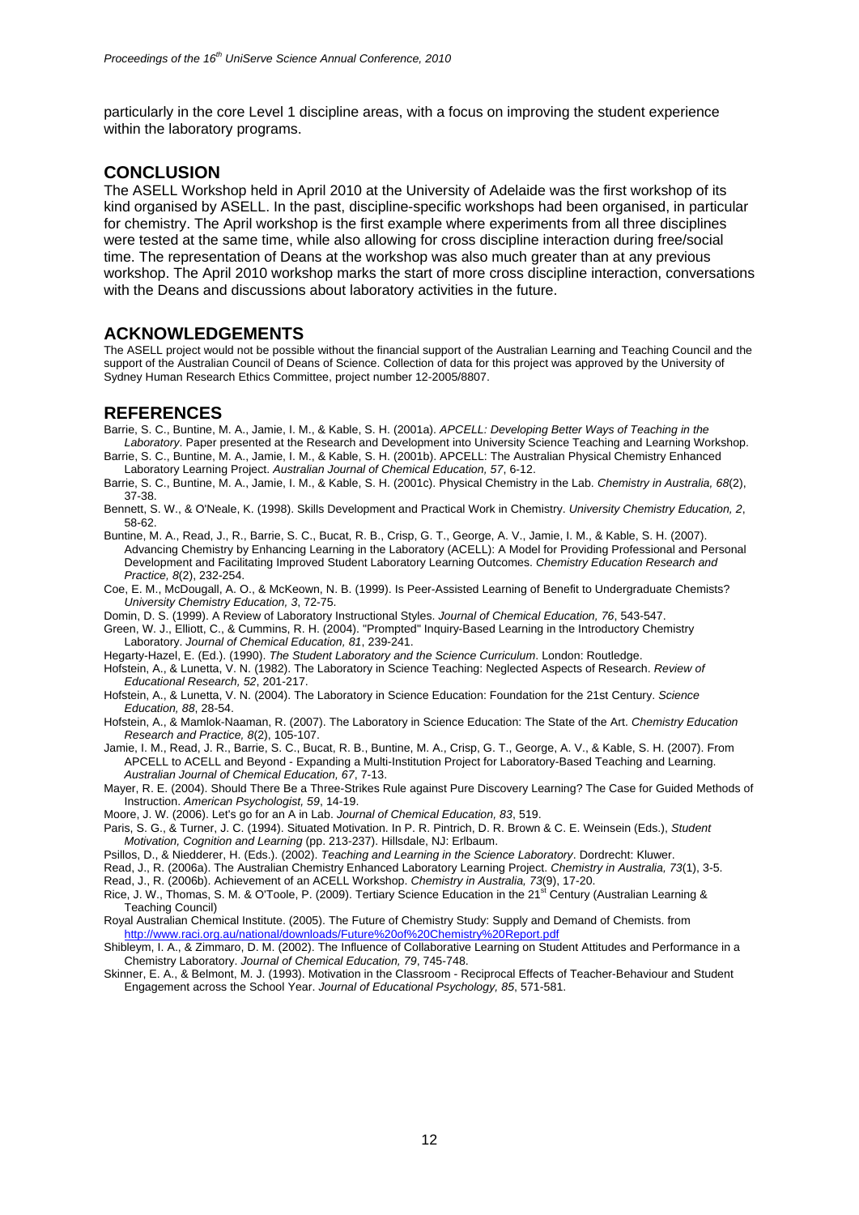particularly in the core Level 1 discipline areas, with a focus on improving the student experience within the laboratory programs.

## CONCLUSION

The ASELL Workshop held in April 2010 at the University of Adelaide was the first workshop of its kind organised by ASELL. In the past, discipline-specific workshops had been organised, in particular for chemistry. The April workshop is the first example where experiments from all three disciplines were tested at the same time, while also allowing for cross discipline interaction during free/social time. The representation of Deans at the workshop was also much greater than at any previous workshop. The April 2010 workshop marks the start of more cross discipline interaction, conversations with the Deans and discussions about laboratory activities in the future.

## ACKNOWLEDGEMENTS

The ASELL project would not be possible without the financial support of the Australian Learning and Teaching Council and the support of the Australian Council of Deans of Science. Collection of data for this project was approved by the University of Sydney Human Research Ethics Committee, project number 12-2005/8807.

## REFERENCES

Barrie, S. C., Buntine, M. A., Jamie, I. M., & Kable, S. H. (2001a). *APCELL: Developing Better Ways of Teaching in the Laboratory*. Paper presented at the Research and Development into University Science Teaching and Learning Workshop.

Barrie, S. C., Buntine, M. A., Jamie, I. M., & Kable, S. H. (2001b). APCELL: The Australian Physical Chemistry Enhanced Laboratory Learning Project. *Australian Journal of Chemical Education, 57*, 6-12.

Barrie, S. C., Buntine, M. A., Jamie, I. M., & Kable, S. H. (2001c). Physical Chemistry in the Lab. *Chemistry in Australia, 68*(2), 37-38.

Bennett, S. W., & O'Neale, K. (1998). Skills Development and Practical Work in Chemistry. *University Chemistry Education, 2*, 58-62.

Buntine, M. A., Read, J., R., Barrie, S. C., Bucat, R. B., Crisp, G. T., George, A. V., Jamie, I. M., & Kable, S. H. (2007). Advancing Chemistry by Enhancing Learning in the Laboratory (ACELL): A Model for Providing Professional and Personal Development and Facilitating Improved Student Laboratory Learning Outcomes. *Chemistry Education Research and Practice, 8*(2), 232-254.

Coe, E. M., McDougall, A. O., & McKeown, N. B. (1999). Is Peer-Assisted Learning of Benefit to Undergraduate Chemists? *University Chemistry Education, 3*, 72-75.

Domin, D. S. (1999). A Review of Laboratory Instructional Styles. *Journal of Chemical Education, 76*, 543-547.

Green, W. J., Elliott, C., & Cummins, R. H. (2004). "Prompted" Inquiry-Based Learning in the Introductory Chemistry Laboratory. *Journal of Chemical Education, 81*, 239-241.

Hegarty-Hazel, E. (Ed.). (1990). *The Student Laboratory and the Science Curriculum*. London: Routledge.

Hofstein, A., & Lunetta, V. N. (1982). The Laboratory in Science Teaching: Neglected Aspects of Research. *Review of Educational Research, 52*, 201-217.

Hofstein, A., & Lunetta, V. N. (2004). The Laboratory in Science Education: Foundation for the 21st Century. *Science Education, 88*, 28-54.

Hofstein, A., & Mamlok-Naaman, R. (2007). The Laboratory in Science Education: The State of the Art. *Chemistry Education Research and Practice, 8*(2), 105-107.

Jamie, I. M., Read, J. R., Barrie, S. C., Bucat, R. B., Buntine, M. A., Crisp, G. T., George, A. V., & Kable, S. H. (2007). From APCELL to ACELL and Beyond - Expanding a Multi-Institution Project for Laboratory-Based Teaching and Learning. *Australian Journal of Chemical Education, 67*, 7-13.

Mayer, R. E. (2004). Should There Be a Three-Strikes Rule against Pure Discovery Learning? The Case for Guided Methods of Instruction. *American Psychologist, 59*, 14-19.

Moore, J. W. (2006). Let's go for an A in Lab. *Journal of Chemical Education, 83*, 519.

Paris, S. G., & Turner, J. C. (1994). Situated Motivation. In P. R. Pintrich, D. R. Brown & C. E. Weinsein (Eds.), *Student Motivation, Cognition and Learning* (pp. 213-237). Hillsdale, NJ: Erlbaum.

Psillos, D., & Niedderer, H. (Eds.). (2002). *Teaching and Learning in the Science Laboratory*. Dordrecht: Kluwer.

Read, J., R. (2006a). The Australian Chemistry Enhanced Laboratory Learning Project. *Chemistry in Australia, 73*(1), 3-5.

Read, J., R. (2006b). Achievement of an ACELL Workshop. *Chemistry in Australia, 73*(9), 17-20.

Rice, J. W., Thomas, S. M. & O'Toole, P. (2009). Tertiary Science Education in the 21st Century (Australian Learning & Teaching Council)

Royal Australian Chemical Institute. (2005). The Future of Chemistry Study: Supply and Demand of Chemists. from http://www.raci.org.au/national/downloads/Future%20of%20Chemistry%20Report.pdf

Shibleym, I. A., & Zimmaro, D. M. (2002). The Influence of Collaborative Learning on Student Attitudes and Performance in a Chemistry Laboratory. *Journal of Chemical Education, 79*, 745-748.

Skinner, E. A., & Belmont, M. J. (1993). Motivation in the Classroom - Reciprocal Effects of Teacher-Behaviour and Student Engagement across the School Year. *Journal of Educational Psychology, 85*, 571-581.